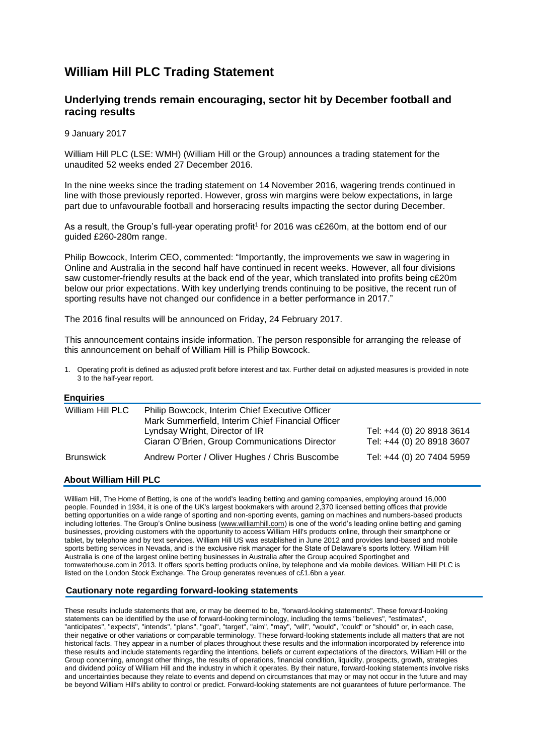# William Hill PLC Trading Statement

## Underlying trends remain encouraging, sector hit by December football and racing results

9 January 2017

William Hill PLC (LSE: WMH) (William Hill or the Group) announces a trading statement for the unaudited 52 weeks ended 27 December 2016.

In the nine weeks since the trading statement on 14 November 2016, wagering trends continued in line with those previously reported. However, gross win margins were below expectations, in large part due to unfavourable football and horseracing results impacting the sector during December.

As a result, the Group's full-year operating profit[1] for 2016 was c£260m, at the bottom end of our guided £260-280m range.

Philip Bowcock, Interim CEO, commented: "Importantly, the improvements we saw in wagering in Online and Australia in the second half have continued in recent weeks. However, all four divisions saw customer-friendly results at the back end of the year, which translated into profits being c£20m below our prior expectations. With key underlying trends continuing to be positive, the recent run of sporting results have not changed our confidence in a better performance in 2017."

The 2016 final results will be announced on Friday, 24 February 2017.

This announcement contains inside information. The person responsible for arranging the release of this announcement on behalf of William Hill is Philip Bowcock.

1. Operating profit is defined as adjusted profit before interest and tax. Further detail on adjusted measures is provided in note 3 to the half-year report.

### Enquiries

| | | |
|---|---|---|
| William Hill PLC | Philip Bowcock, Interim Chief Executive Officer<br>Mark Summerfield, Interim Chief Financial Officer<br>Lyndsay Wright, Director of IR<br>Ciaran O'Brien, Group Communications Director | <br><br>Tel: +44 (0) 20 8918 3614<br>Tel: +44 (0) 20 8918 3607 |
| Brunswick | Andrew Porter / Oliver Hughes / Chris Buscombe | Tel: +44 (0) 20 7404 5959 |

### About William Hill PLC

William Hill, The Home of Betting, is one of the world's leading betting and gaming companies, employing around 16,000 people. Founded in 1934, it is one of the UK's largest bookmakers with around 2,370 licensed betting offices that provide betting opportunities on a wide range of sporting and non-sporting events, gaming on machines and numbers-based products including lotteries. The Group's Online business (www.williamhill.com) is one of the world's leading online betting and gaming businesses, providing customers with the opportunity to access William Hill's products online, through their smartphone or tablet, by telephone and by text services. William Hill US was established in June 2012 and provides land-based and mobile sports betting services in Nevada, and is the exclusive risk manager for the State of Delaware's sports lottery. William Hill Australia is one of the largest online betting businesses in Australia after the Group acquired Sportingbet and tomwaterhouse.com in 2013. It offers sports betting products online, by telephone and via mobile devices. William Hill PLC is listed on the London Stock Exchange. The Group generates revenues of c£1.6bn a year.

### Cautionary note regarding forward-looking statements

These results include statements that are, or may be deemed to be, "forward-looking statements". These forward-looking statements can be identified by the use of forward-looking terminology, including the terms "believes", "estimates", "anticipates", "expects", "intends", "plans", "goal", "target", "aim", "may", "will", "would", "could" or "should" or, in each case, their negative or other variations or comparable terminology. These forward-looking statements include all matters that are not historical facts. They appear in a number of places throughout these results and the information incorporated by reference into these results and include statements regarding the intentions, beliefs or current expectations of the directors, William Hill or the Group concerning, amongst other things, the results of operations, financial condition, liquidity, prospects, growth, strategies and dividend policy of William Hill and the industry in which it operates. By their nature, forward-looking statements involve risks and uncertainties because they relate to events and depend on circumstances that may or may not occur in the future and may be beyond William Hill's ability to control or predict. Forward-looking statements are not guarantees of future performance. The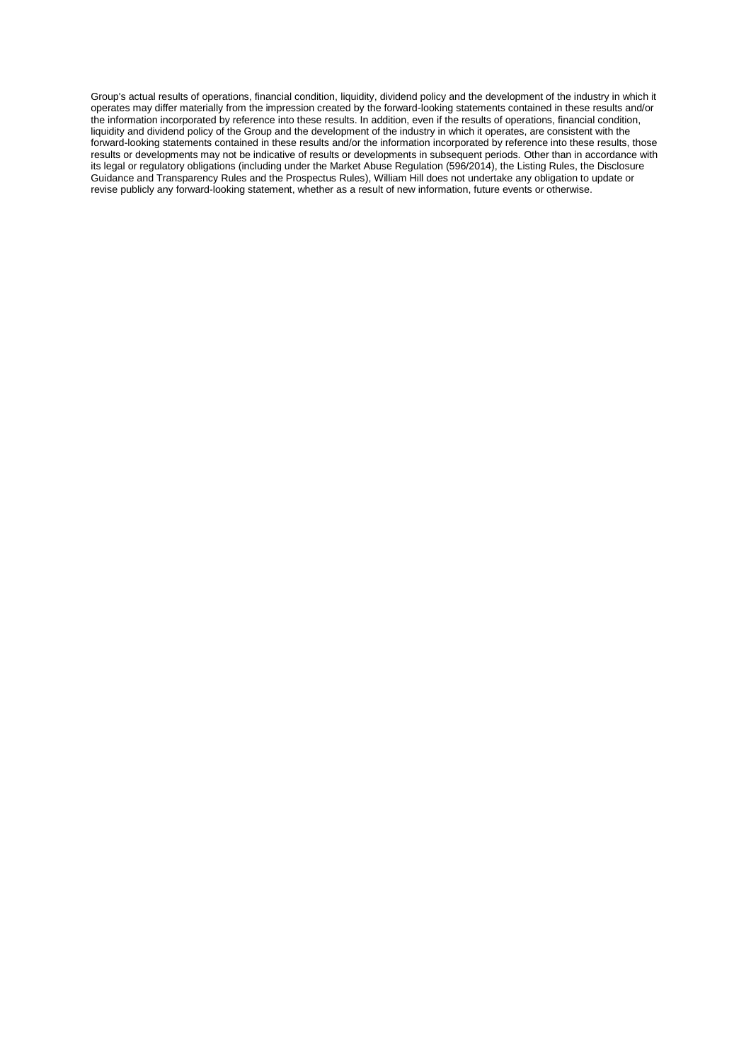Group's actual results of operations, financial condition, liquidity, dividend policy and the development of the industry in which it operates may differ materially from the impression created by the forward-looking statements contained in these results and/or the information incorporated by reference into these results. In addition, even if the results of operations, financial condition, liquidity and dividend policy of the Group and the development of the industry in which it operates, are consistent with the forward-looking statements contained in these results and/or the information incorporated by reference into these results, those results or developments may not be indicative of results or developments in subsequent periods. Other than in accordance with its legal or regulatory obligations (including under the Market Abuse Regulation (596/2014), the Listing Rules, the Disclosure Guidance and Transparency Rules and the Prospectus Rules), William Hill does not undertake any obligation to update or revise publicly any forward-looking statement, whether as a result of new information, future events or otherwise.